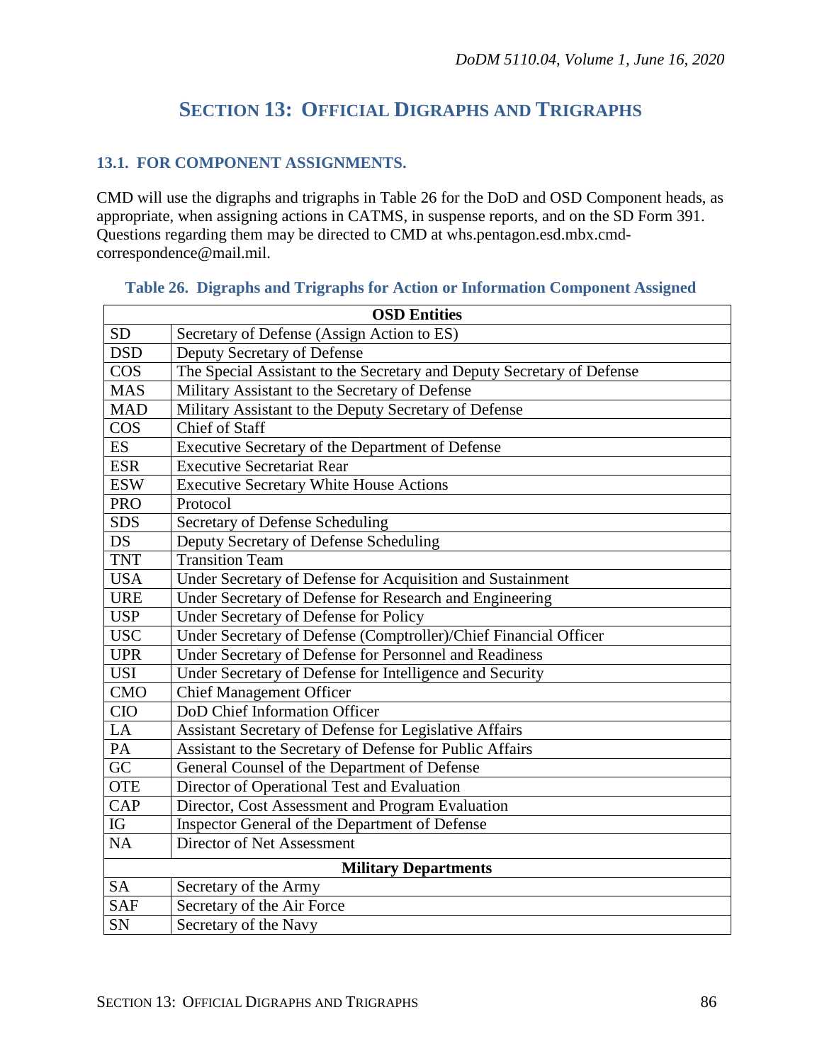# SECTION 13: OFFICIAL DIGRAPHS AND TRIGRAPHS

## 13.1. FOR COMPONENT ASSIGNMENTS.

CMD will use the digraphs and trigraphs in Table 26 for the DoD and OSD Component heads, as appropriate, when assigning actions in CATMS, in suspense reports, and on the SD Form 391. Questions regarding them may be directed to CMD at whs.pentagon.esd.mbx.cmd-correspondence@mail.mil.

**Table 26. Digraphs and Trigraphs for Action or Information Component Assigned**

| **OSD Entities** | |
|---|---|
| SD | Secretary of Defense (Assign Action to ES) |
| DSD | Deputy Secretary of Defense |
| COS | The Special Assistant to the Secretary and Deputy Secretary of Defense |
| MAS | Military Assistant to the Secretary of Defense |
| MAD | Military Assistant to the Deputy Secretary of Defense |
| COS | Chief of Staff |
| ES | Executive Secretary of the Department of Defense |
| ESR | Executive Secretariat Rear |
| ESW | Executive Secretary White House Actions |
| PRO | Protocol |
| SDS | Secretary of Defense Scheduling |
| DS | Deputy Secretary of Defense Scheduling |
| TNT | Transition Team |
| USA | Under Secretary of Defense for Acquisition and Sustainment |
| URE | Under Secretary of Defense for Research and Engineering |
| USP | Under Secretary of Defense for Policy |
| USC | Under Secretary of Defense (Comptroller)/Chief Financial Officer |
| UPR | Under Secretary of Defense for Personnel and Readiness |
| USI | Under Secretary of Defense for Intelligence and Security |
| CMO | Chief Management Officer |
| CIO | DoD Chief Information Officer |
| LA | Assistant Secretary of Defense for Legislative Affairs |
| PA | Assistant to the Secretary of Defense for Public Affairs |
| GC | General Counsel of the Department of Defense |
| OTE | Director of Operational Test and Evaluation |
| CAP | Director, Cost Assessment and Program Evaluation |
| IG | Inspector General of the Department of Defense |
| NA | Director of Net Assessment |
| **Military Departments** | |
| SA | Secretary of the Army |
| SAF | Secretary of the Air Force |
| SN | Secretary of the Navy |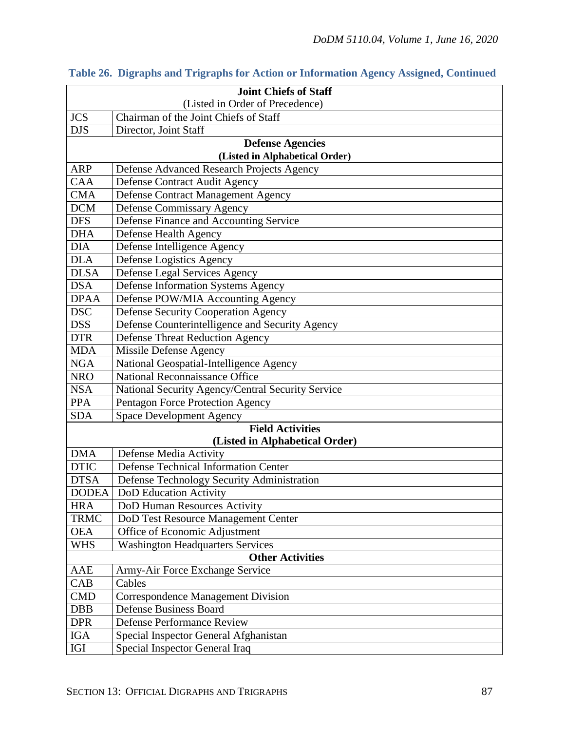**Table 26. Digraphs and Trigraphs for Action or Information Agency Assigned, Continued**

| | |
|---|---|
| **Joint Chiefs of Staff** (Listed in Order of Precedence) | |
| JCS | Chairman of the Joint Chiefs of Staff |
| DJS | Director, Joint Staff |
| **Defense Agencies (Listed in Alphabetical Order)** | |
| ARP | Defense Advanced Research Projects Agency |
| CAA | Defense Contract Audit Agency |
| CMA | Defense Contract Management Agency |
| DCM | Defense Commissary Agency |
| DFS | Defense Finance and Accounting Service |
| DHA | Defense Health Agency |
| DIA | Defense Intelligence Agency |
| DLA | Defense Logistics Agency |
| DLSA | Defense Legal Services Agency |
| DSA | Defense Information Systems Agency |
| DPAA | Defense POW/MIA Accounting Agency |
| DSC | Defense Security Cooperation Agency |
| DSS | Defense Counterintelligence and Security Agency |
| DTR | Defense Threat Reduction Agency |
| MDA | Missile Defense Agency |
| NGA | National Geospatial-Intelligence Agency |
| NRO | National Reconnaissance Office |
| NSA | National Security Agency/Central Security Service |
| PPA | Pentagon Force Protection Agency |
| SDA | Space Development Agency |
| **Field Activities (Listed in Alphabetical Order)** | |
| DMA | Defense Media Activity |
| DTIC | Defense Technical Information Center |
| DTSA | Defense Technology Security Administration |
| DODEA | DoD Education Activity |
| HRA | DoD Human Resources Activity |
| TRMC | DoD Test Resource Management Center |
| OEA | Office of Economic Adjustment |
| WHS | Washington Headquarters Services |
| **Other Activities** | |
| AAE | Army-Air Force Exchange Service |
| CAB | Cables |
| CMD | Correspondence Management Division |
| DBB | Defense Business Board |
| DPR | Defense Performance Review |
| IGA | Special Inspector General Afghanistan |
| IGI | Special Inspector General Iraq |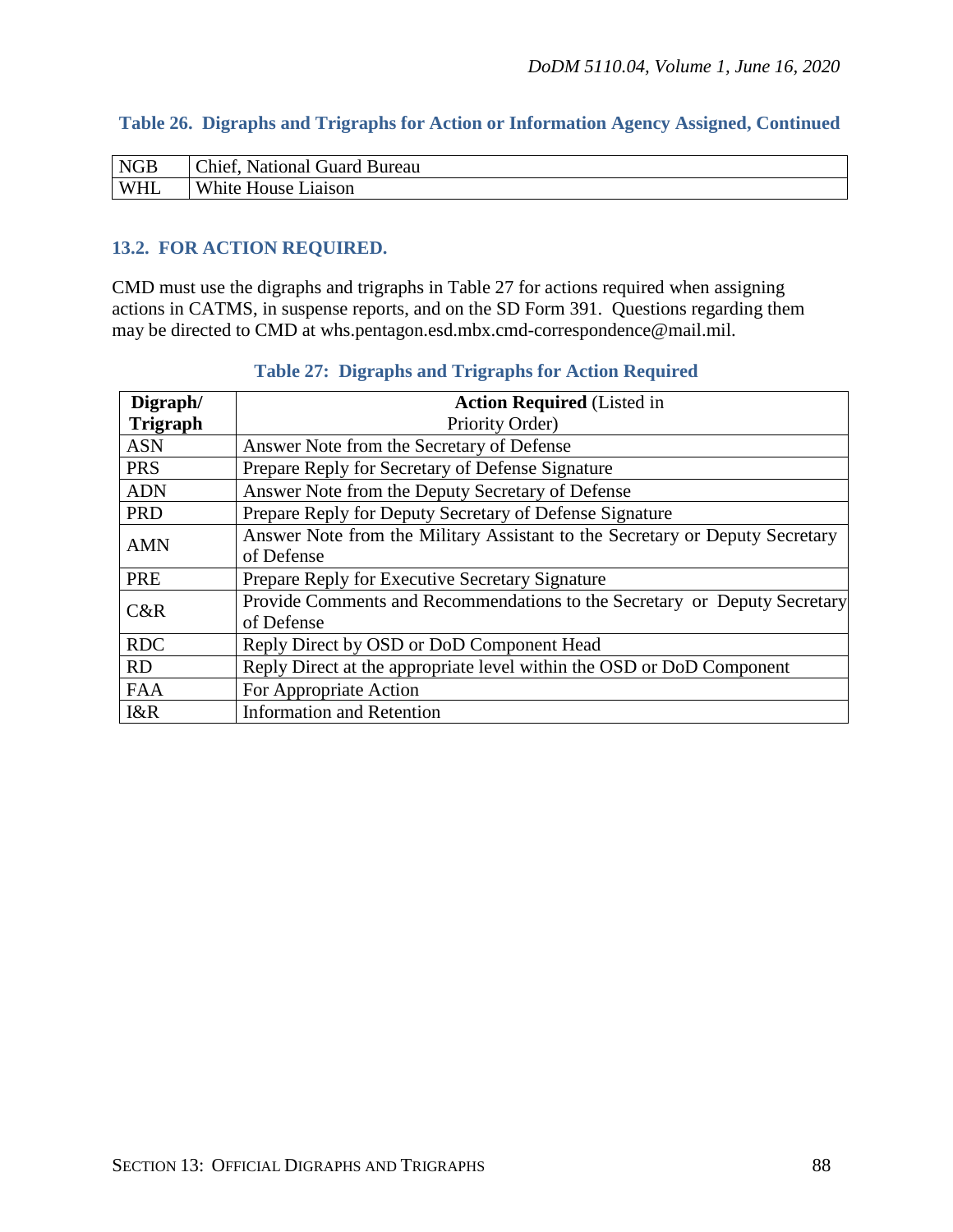**Table 26. Digraphs and Trigraphs for Action or Information Agency Assigned, Continued**

| | |
|---|---|
| NGB | Chief, National Guard Bureau |
| WHL | White House Liaison |

## 13.2. FOR ACTION REQUIRED.

CMD must use the digraphs and trigraphs in Table 27 for actions required when assigning actions in CATMS, in suspense reports, and on the SD Form 391. Questions regarding them may be directed to CMD at whs.pentagon.esd.mbx.cmd-correspondence@mail.mil.

**Table 27: Digraphs and Trigraphs for Action Required**

| **Digraph/ Trigraph** | **Action Required** (Listed in Priority Order) |
|---|---|
| ASN | Answer Note from the Secretary of Defense |
| PRS | Prepare Reply for Secretary of Defense Signature |
| ADN | Answer Note from the Deputy Secretary of Defense |
| PRD | Prepare Reply for Deputy Secretary of Defense Signature |
| AMN | Answer Note from the Military Assistant to the Secretary or Deputy Secretary of Defense |
| PRE | Prepare Reply for Executive Secretary Signature |
| C&R | Provide Comments and Recommendations to the Secretary or Deputy Secretary of Defense |
| RDC | Reply Direct by OSD or DoD Component Head |
| RD | Reply Direct at the appropriate level within the OSD or DoD Component |
| FAA | For Appropriate Action |
| I&R | Information and Retention |